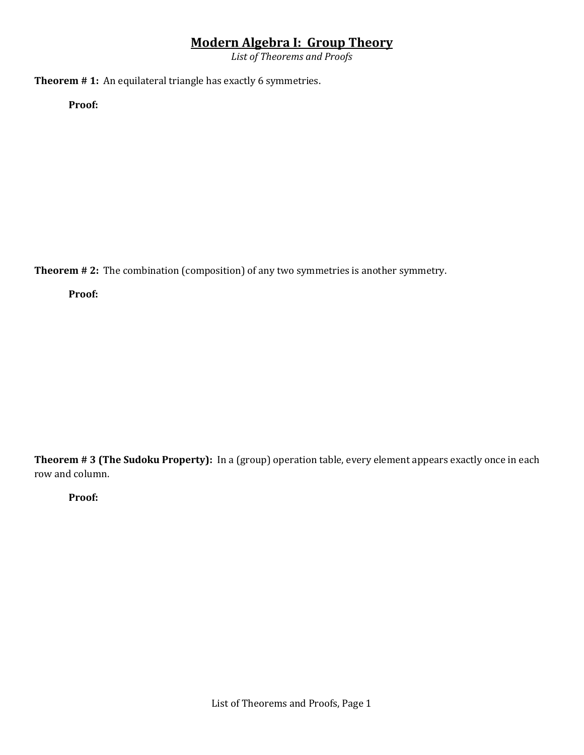# Modern Algebra I: Group Theory

*List of Theorems and Proofs*

**Theorem # 1:** An equilateral triangle has exactly 6 symmetries.

**Proof:**

**Theorem # 2:** The combination (composition) of any two symmetries is another symmetry.

**Proof:**

**Theorem # 3 (The Sudoku Property):** In a (group) operation table, every element appears exactly once in each row and column.

**Proof:**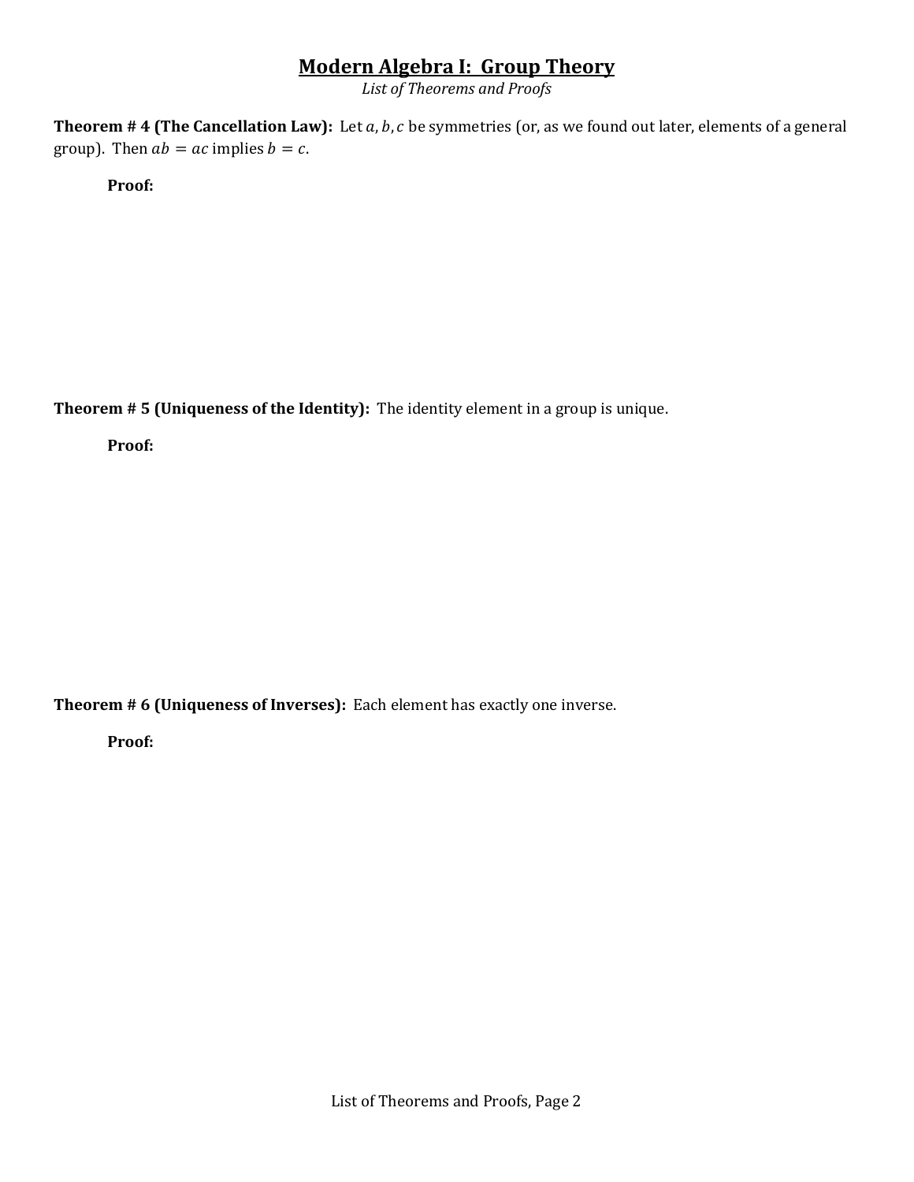# Modern Algebra I: Group Theory

*List of Theorems and Proofs*

**Theorem # 4 (The Cancellation Law):** Let $a, b, c$ be symmetries (or, as we found out later, elements of a general group). Then $ab = ac$ implies $b = c$.

**Proof:**

**Theorem # 5 (Uniqueness of the Identity):** The identity element in a group is unique.

**Proof:**

**Theorem # 6 (Uniqueness of Inverses):** Each element has exactly one inverse.

**Proof:**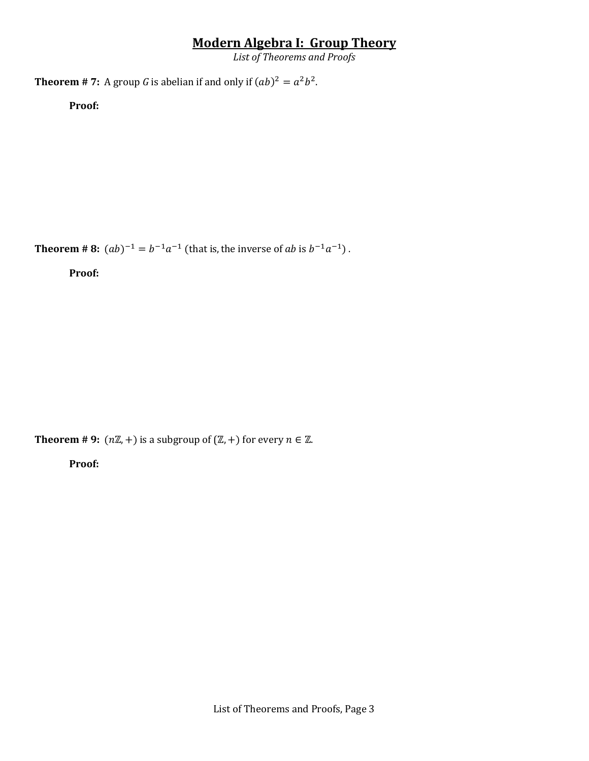# Modern Algebra I: Group Theory

*List of Theorems and Proofs*

**Theorem # 7:** A group $G$ is abelian if and only if $(ab)^2 = a^2b^2$.

**Proof:**

**Theorem # 8:** $(ab)^{-1} = b^{-1}a^{-1}$ (that is, the inverse of $ab$ is $b^{-1}a^{-1}$) .

**Proof:**

**Theorem # 9:** $(n\mathbb{Z}, +)$ is a subgroup of $(\mathbb{Z}, +)$ for every $n \in \mathbb{Z}$.

**Proof:**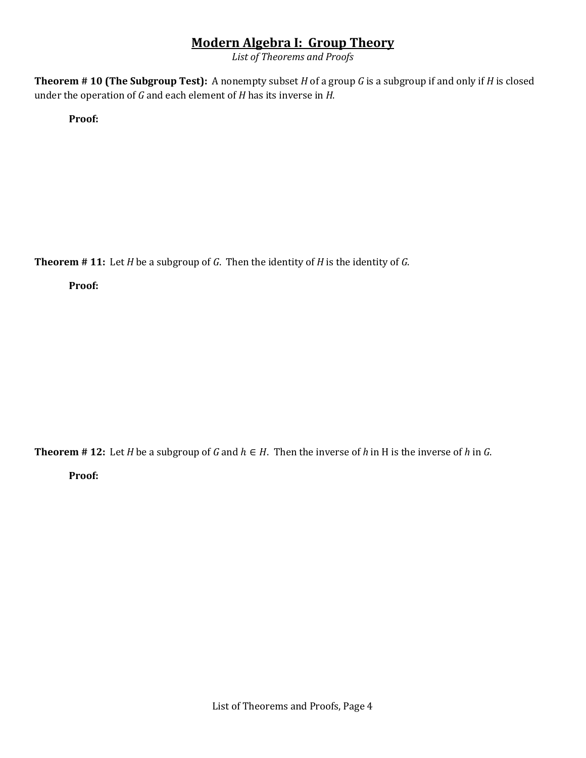## Modern Algebra I: Group Theory

*List of Theorems and Proofs*

**Theorem # 10 (The Subgroup Test):** A nonempty subset $H$ of a group $G$ is a subgroup if and only if $H$ is closed under the operation of $G$ and each element of $H$ has its inverse in $H$.

**Proof:**

**Theorem # 11:** Let $H$ be a subgroup of $G$. Then the identity of $H$ is the identity of $G$.

**Proof:**

**Theorem # 12:** Let $H$ be a subgroup of $G$ and $h \in H$. Then the inverse of $h$ in H is the inverse of $h$ in $G$.

**Proof:**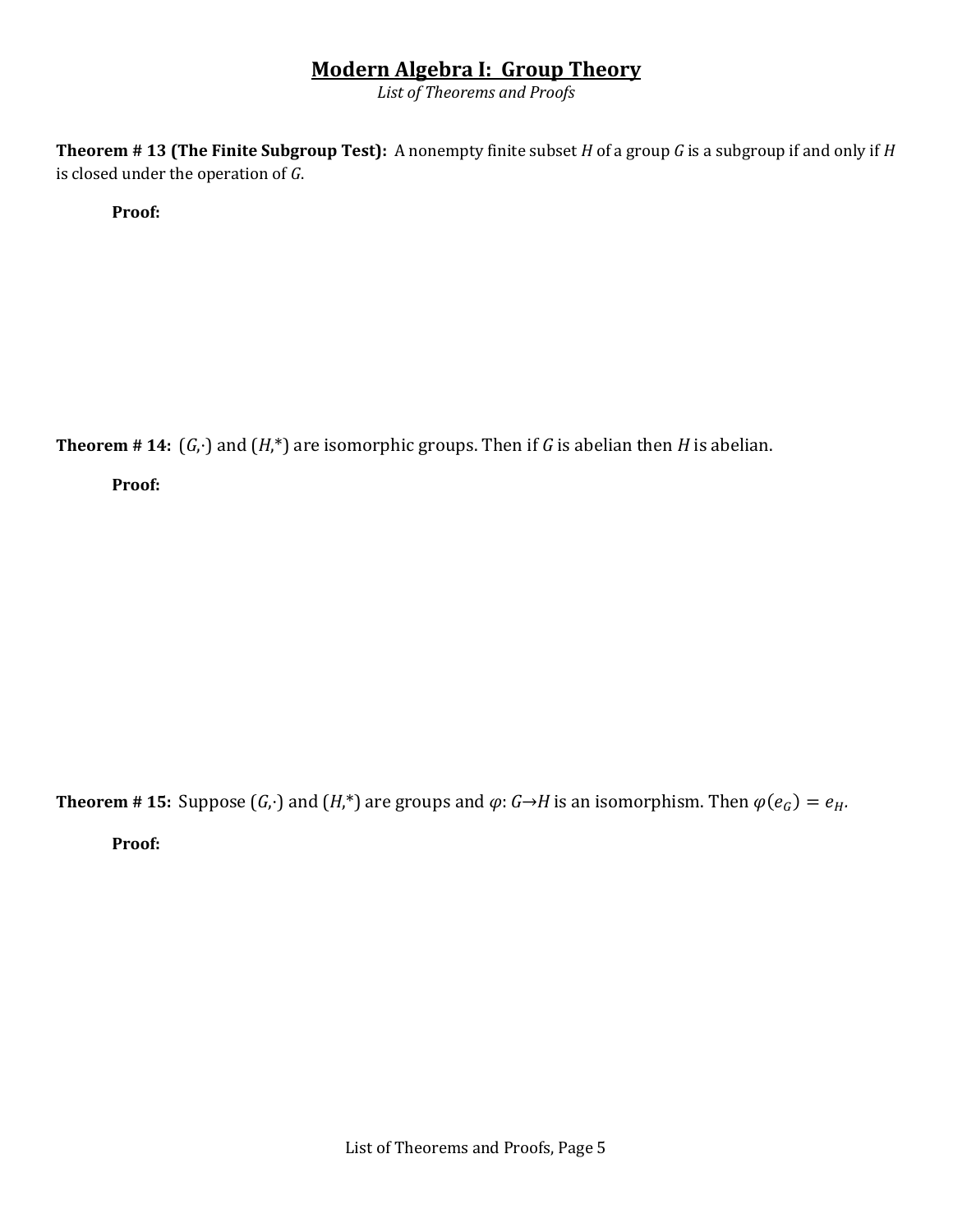## Modern Algebra I: Group Theory

*List of Theorems and Proofs*

**Theorem # 13 (The Finite Subgroup Test):** A nonempty finite subset $H$ of a group $G$ is a subgroup if and only if $H$ is closed under the operation of $G$.

**Proof:**

**Theorem # 14:** $(G,\cdot)$ and $(H,*)$ are isomorphic groups. Then if $G$ is abelian then $H$ is abelian.

**Proof:**

**Theorem # 15:** Suppose $(G,\cdot)$ and $(H,*)$ are groups and $\varphi: G \rightarrow H$ is an isomorphism. Then $\varphi(e_G) = e_H$.

**Proof:**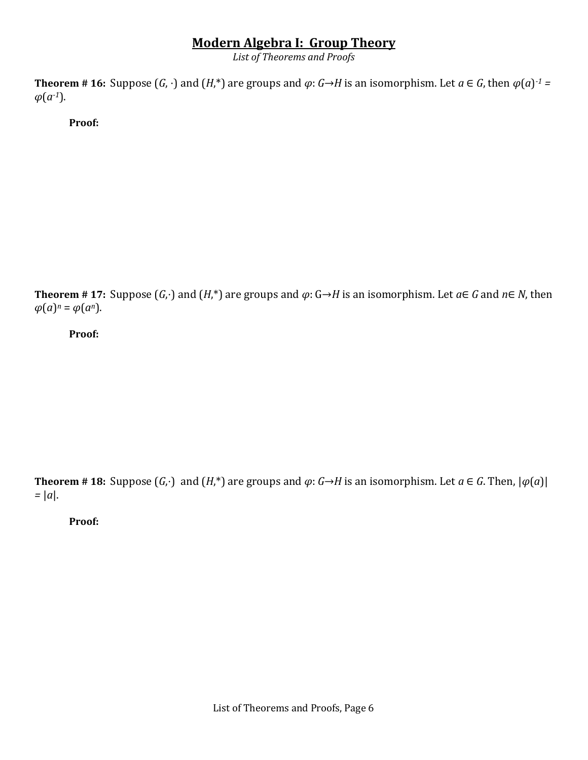# Modern Algebra I: Group Theory

*List of Theorems and Proofs*

**Theorem # 16:** Suppose $(G, \cdot)$ and $(H, *)$ are groups and $\varphi: G \to H$ is an isomorphism. Let $a \in G$, then $\varphi(a)^{-1} = \varphi(a^{-1})$.

**Proof:**

**Theorem # 17:** Suppose $(G, \cdot)$ and $(H, *)$ are groups and $\varphi$: G$\to H$ is an isomorphism. Let $a \in G$ and $n \in N$, then $\varphi(a)^n = \varphi(a^n)$.

**Proof:**

**Theorem # 18:** Suppose $(G, \cdot)$ and $(H, *)$ are groups and $\varphi: G \to H$ is an isomorphism. Let $a \in G$. Then, $|\varphi(a)| = |a|$.

**Proof:**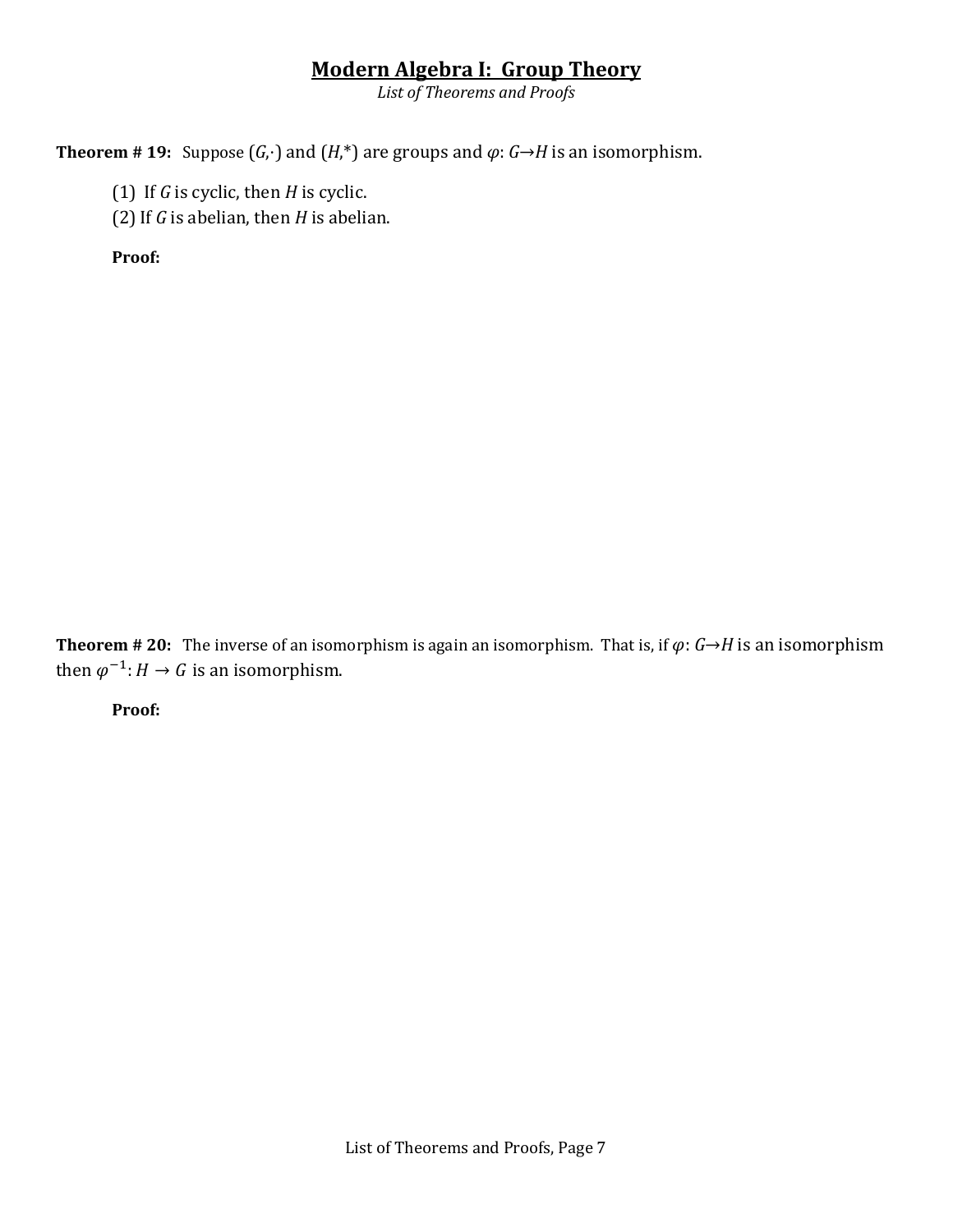# Modern Algebra I: Group Theory

*List of Theorems and Proofs*

**Theorem # 19:** Suppose $(G,\cdot)$ and $(H,*)$ are groups and $\varphi\colon G\to H$ is an isomorphism.

(1) If $G$ is cyclic, then $H$ is cyclic.
(2) If $G$ is abelian, then $H$ is abelian.

**Proof:**

**Theorem # 20:** The inverse of an isomorphism is again an isomorphism. That is, if $\varphi\colon G\to H$ is an isomorphism then $\varphi^{-1}\colon H \to G$ is an isomorphism.

**Proof:**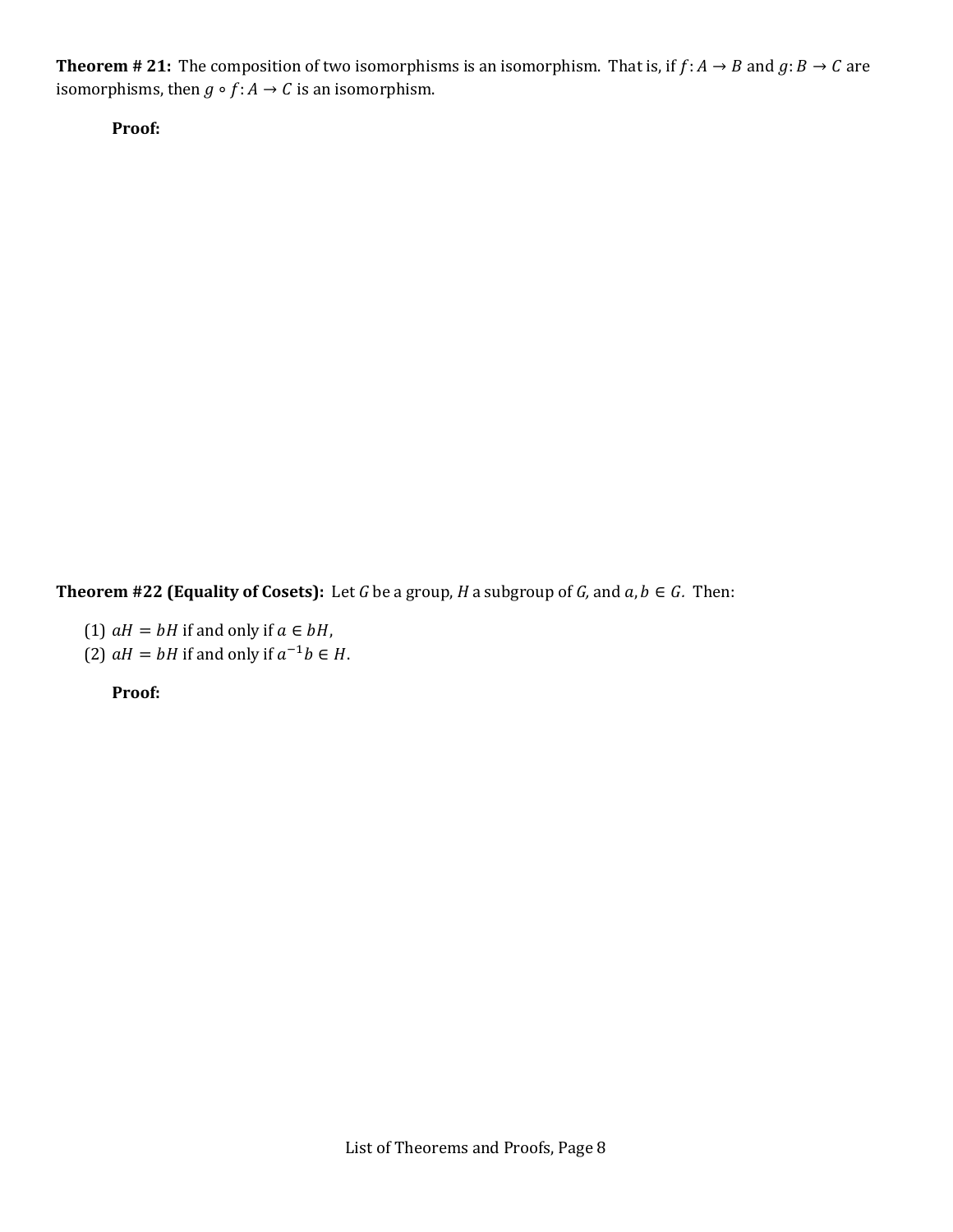**Theorem # 21:** The composition of two isomorphisms is an isomorphism. That is, if $f: A \to B$ and $g: B \to C$ are isomorphisms, then $g \circ f: A \to C$ is an isomorphism.

**Proof:**

**Theorem #22 (Equality of Cosets):** Let $G$ be a group, $H$ a subgroup of $G$, and $a, b \in G$. Then:

(1) $aH = bH$ if and only if $a \in bH$,
(2) $aH = bH$ if and only if $a^{-1}b \in H$.

**Proof:**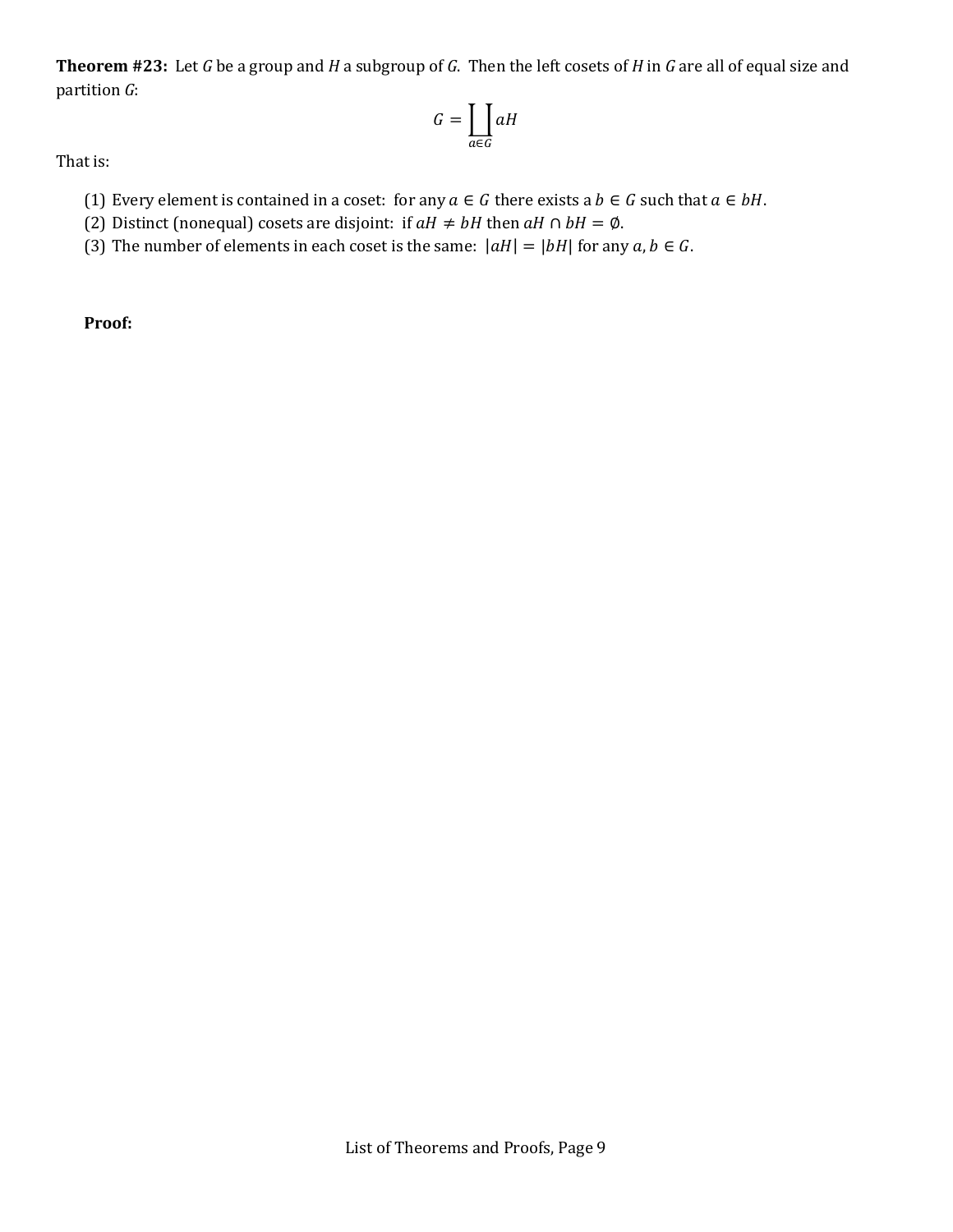**Theorem #23:** Let $G$ be a group and $H$ a subgroup of $G$. Then the left cosets of $H$ in $G$ are all of equal size and partition $G$:

$$G = \coprod_{a \in G} aH$$

That is:

(1) Every element is contained in a coset: for any $a \in G$ there exists a $b \in G$ such that $a \in bH$.
(2) Distinct (nonequal) cosets are disjoint: if $aH \neq bH$ then $aH \cap bH = \emptyset$.
(3) The number of elements in each coset is the same: $|aH| = |bH|$ for any $a, b \in G$.

**Proof:**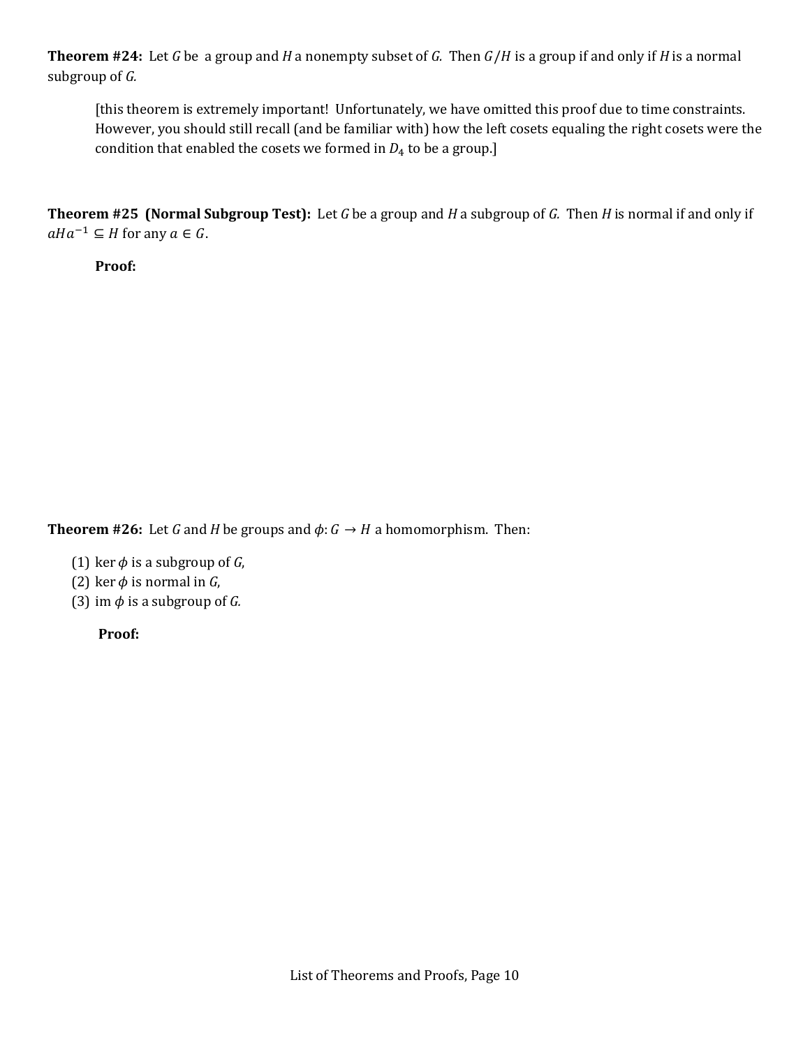**Theorem #24:** Let $G$ be a group and $H$ a nonempty subset of $G$. Then $G/H$ is a group if and only if $H$ is a normal subgroup of $G$.

> [this theorem is extremely important! Unfortunately, we have omitted this proof due to time constraints. However, you should still recall (and be familiar with) how the left cosets equaling the right cosets were the condition that enabled the cosets we formed in $D_4$ to be a group.]

**Theorem #25 (Normal Subgroup Test):** Let $G$ be a group and $H$ a subgroup of $G$. Then $H$ is normal if and only if $aHa^{-1} \subseteq H$ for any $a \in G$.

**Proof:**

**Theorem #26:** Let $G$ and $H$ be groups and $\phi: G \to H$ a homomorphism. Then:

(1) $\ker \phi$ is a subgroup of $G$,
(2) $\ker \phi$ is normal in $G$,
(3) $\operatorname{im} \phi$ is a subgroup of $G$.

**Proof:**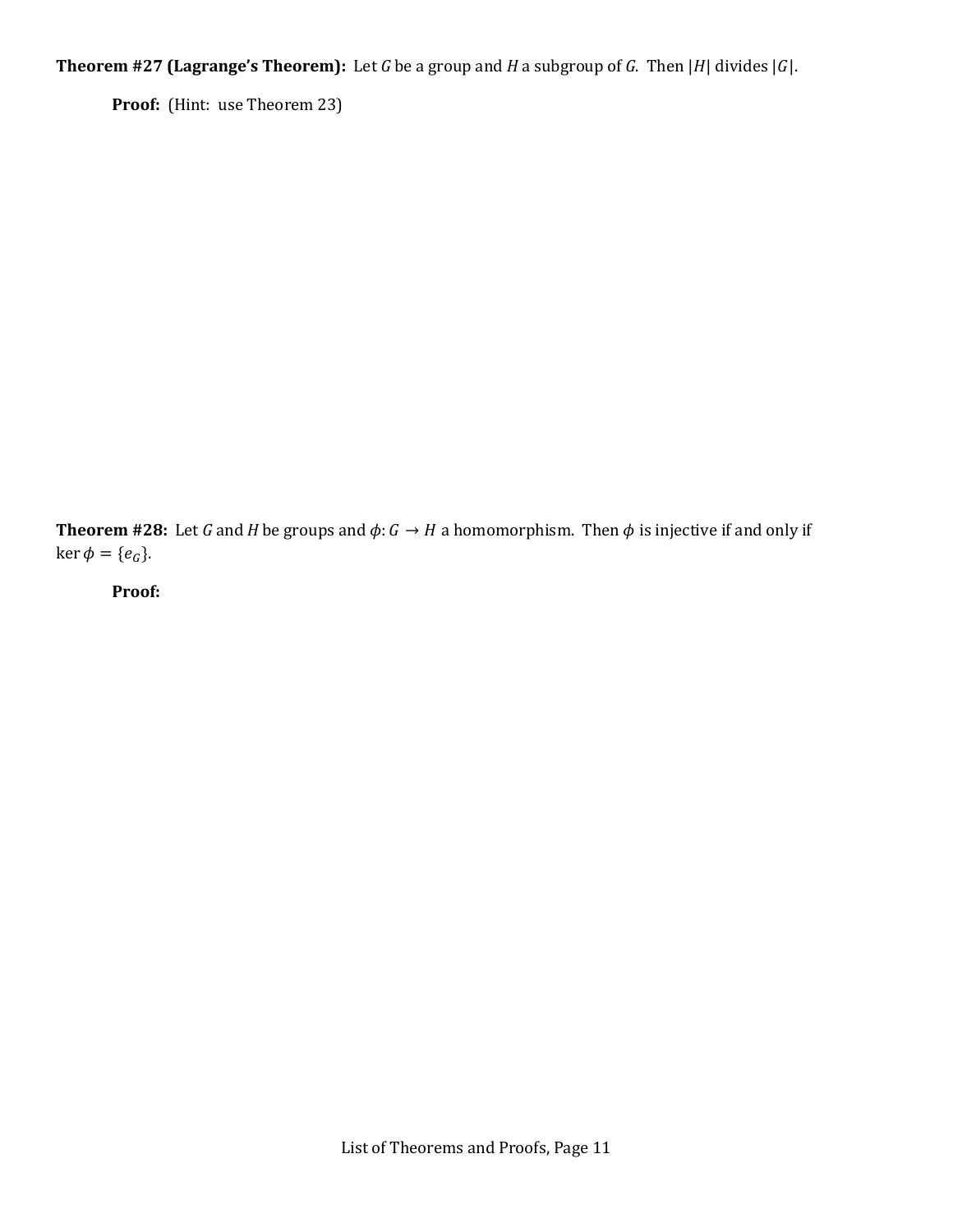**Theorem #27 (Lagrange's Theorem):** Let $G$ be a group and $H$ a subgroup of $G$. Then $|H|$ divides $|G|$.

**Proof:** (Hint: use Theorem 23)

**Theorem #28:** Let $G$ and $H$ be groups and $\phi: G \to H$ a homomorphism. Then $\phi$ is injective if and only if $\ker \phi = \{e_G\}$.

**Proof:**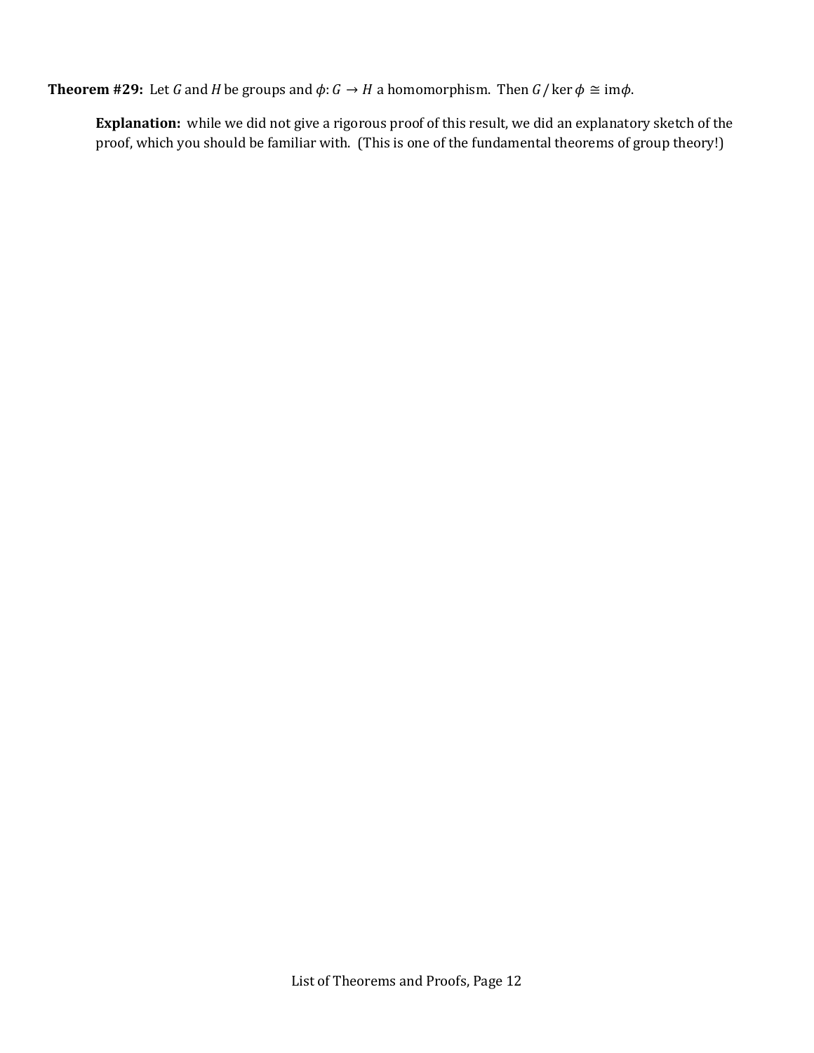**Theorem #29:** Let $G$ and $H$ be groups and $\phi: G \to H$ a homomorphism. Then $G / \ker \phi \cong \text{im}\phi$.

> **Explanation:** while we did not give a rigorous proof of this result, we did an explanatory sketch of the proof, which you should be familiar with. (This is one of the fundamental theorems of group theory!)